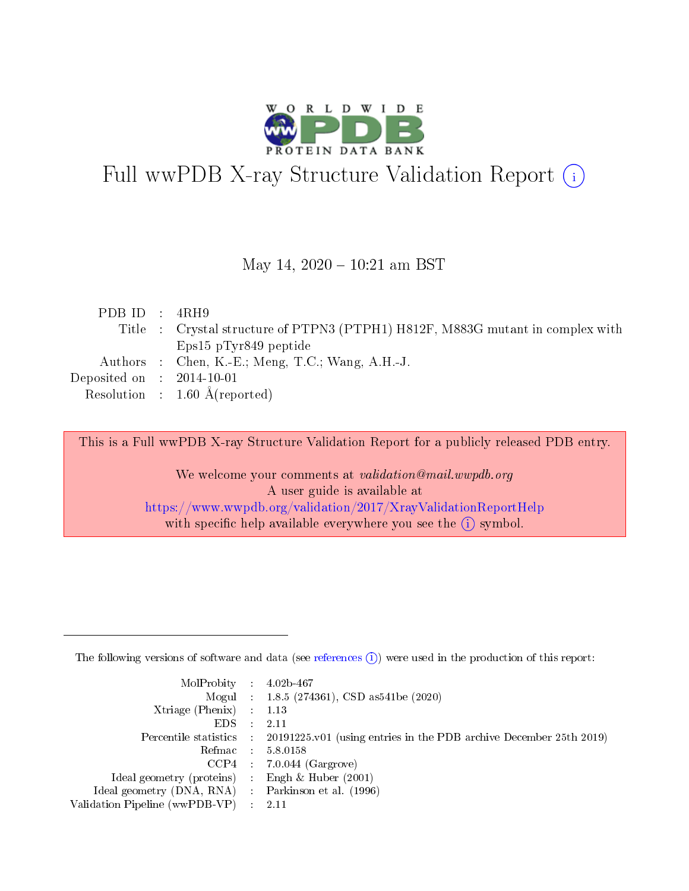# Full wwPDB X-ray Structure Validation Report (i)

May 14, 2020 – 10:21 am BST

| | | |
|---|---|---|
| PDB ID | : | 4RH9 |
| Title | : | Crystal structure of PTPN3 (PTPH1) H812F, M883G mutant in complex with Eps15 pTyr849 peptide |
| Authors | : | Chen, K.-E.; Meng, T.C.; Wang, A.H.-J. |
| Deposited on | : | 2014-10-01 |
| Resolution | : | 1.60 Å(reported) |

This is a Full wwPDB X-ray Structure Validation Report for a publicly released PDB entry.

We welcome your comments at *validation@mail.wwpdb.org*
A user guide is available at
https://www.wwpdb.org/validation/2017/XrayValidationReportHelp
with specific help available everywhere you see the (i) symbol.

---

The following versions of software and data (see references (i)) were used in the production of this report:

| | | |
|---|---|---|
| MolProbity | : | 4.02b-467 |
| Mogul | : | 1.8.5 (274361), CSD as541be (2020) |
| Xtriage (Phenix) | : | 1.13 |
| EDS | : | 2.11 |
| Percentile statistics | : | 20191225.v01 (using entries in the PDB archive December 25th 2019) |
| Refmac | : | 5.8.0158 |
| CCP4 | : | 7.0.044 (Gargrove) |
| Ideal geometry (proteins) | : | Engh & Huber (2001) |
| Ideal geometry (DNA, RNA) | : | Parkinson et al. (1996) |
| Validation Pipeline (wwPDB-VP) | : | 2.11 |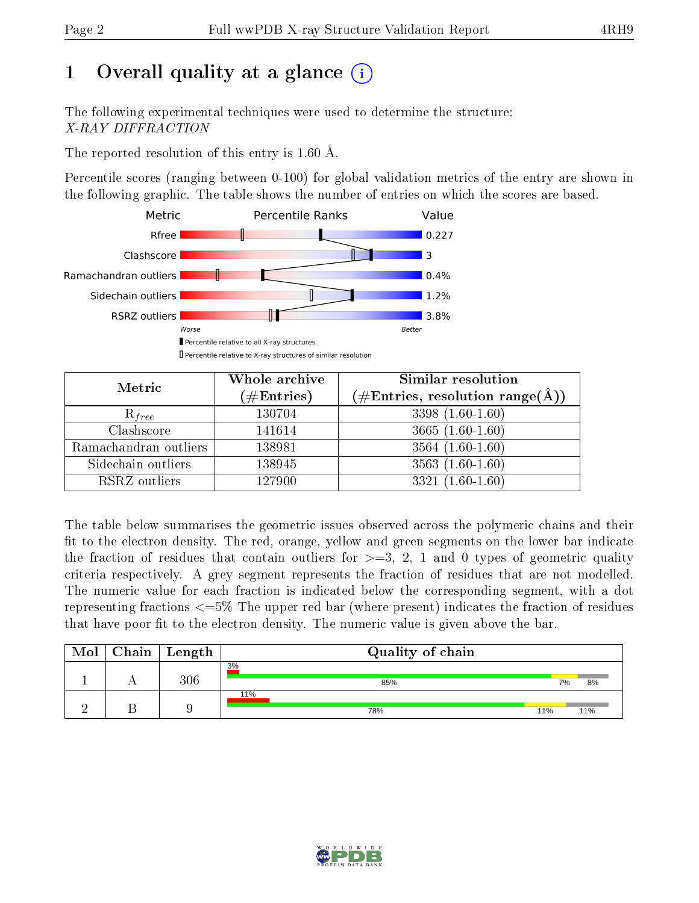# 1 Overall quality at a glance (i)

The following experimental techniques were used to determine the structure:
*X-RAY DIFFRACTION*

The reported resolution of this entry is 1.60 Å.

Percentile scores (ranging between 0-100) for global validation metrics of the entry are shown in the following graphic. The table shows the number of entries on which the scores are based.

| Metric | Value |
|---|---|
| Rfree | 0.227 |
| Clashscore | 3 |
| Ramachandran outliers | 0.4% |
| Sidechain outliers | 1.2% |
| RSRZ outliers | 3.8% |

Worse — Better

▮ Percentile relative to all X-ray structures

▯ Percentile relative to X-ray structures of similar resolution

| Metric | Whole archive (#Entries) | Similar resolution (#Entries, resolution range(Å)) |
|---|---|---|
| $R_{free}$ | 130704 | 3398 (1.60-1.60) |
| Clashscore | 141614 | 3665 (1.60-1.60) |
| Ramachandran outliers | 138981 | 3564 (1.60-1.60) |
| Sidechain outliers | 138945 | 3563 (1.60-1.60) |
| RSRZ outliers | 127900 | 3321 (1.60-1.60) |

The table below summarises the geometric issues observed across the polymeric chains and their fit to the electron density. The red, orange, yellow and green segments on the lower bar indicate the fraction of residues that contain outliers for >=3, 2, 1 and 0 types of geometric quality criteria respectively. A grey segment represents the fraction of residues that are not modelled. The numeric value for each fraction is indicated below the corresponding segment, with a dot representing fractions <=5% The upper red bar (where present) indicates the fraction of residues that have poor fit to the electron density. The numeric value is given above the bar.

| Mol | Chain | Length | Quality of chain |
|---|---|---|---|
| 1 | A | 306 | 3% (poor fit); 85% green, 7% yellow, 8% grey |
| 2 | B | 9 | 11% (poor fit); 78% green, 11% yellow, 11% grey |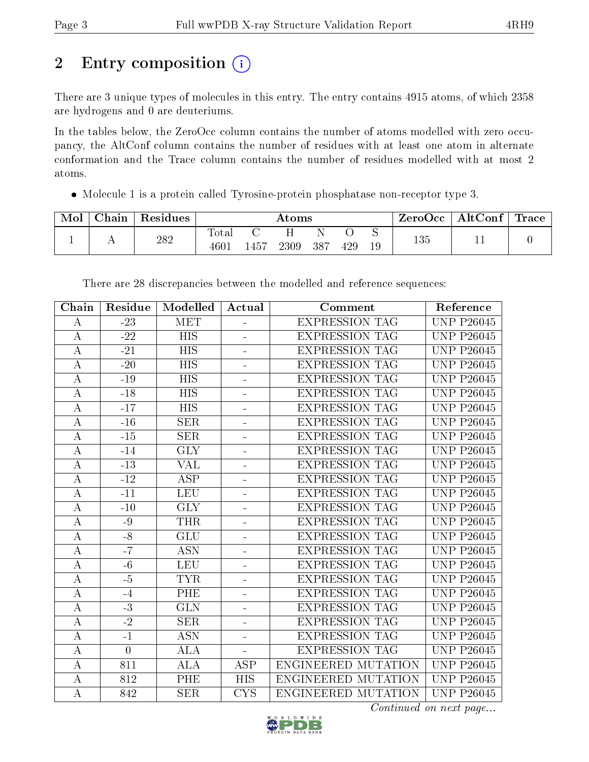## 2 Entry composition (i)

There are 3 unique types of molecules in this entry. The entry contains 4915 atoms, of which 2358 are hydrogens and 0 are deuteriums.

In the tables below, the ZeroOcc column contains the number of atoms modelled with zero occupancy, the AltConf column contains the number of residues with at least one atom in alternate conformation and the Trace column contains the number of residues modelled with at most 2 atoms.

- Molecule 1 is a protein called Tyrosine-protein phosphatase non-receptor type 3.

| Mol | Chain | Residues | Atoms | | | | | | ZeroOcc | AltConf | Trace |
|---|---|---|---|---|---|---|---|---|---|---|---|
| | | | Total | C | H | N | O | S | | | |
| 1 | A | 282 | 4601 | 1457 | 2309 | 387 | 429 | 19 | 135 | 11 | 0 |

There are 28 discrepancies between the modelled and reference sequences:

| Chain | Residue | Modelled | Actual | Comment | Reference |
|---|---|---|---|---|---|
| A | -23 | MET | - | EXPRESSION TAG | UNP P26045 |
| A | -22 | HIS | - | EXPRESSION TAG | UNP P26045 |
| A | -21 | HIS | - | EXPRESSION TAG | UNP P26045 |
| A | -20 | HIS | - | EXPRESSION TAG | UNP P26045 |
| A | -19 | HIS | - | EXPRESSION TAG | UNP P26045 |
| A | -18 | HIS | - | EXPRESSION TAG | UNP P26045 |
| A | -17 | HIS | - | EXPRESSION TAG | UNP P26045 |
| A | -16 | SER | - | EXPRESSION TAG | UNP P26045 |
| A | -15 | SER | - | EXPRESSION TAG | UNP P26045 |
| A | -14 | GLY | - | EXPRESSION TAG | UNP P26045 |
| A | -13 | VAL | - | EXPRESSION TAG | UNP P26045 |
| A | -12 | ASP | - | EXPRESSION TAG | UNP P26045 |
| A | -11 | LEU | - | EXPRESSION TAG | UNP P26045 |
| A | -10 | GLY | - | EXPRESSION TAG | UNP P26045 |
| A | -9 | THR | - | EXPRESSION TAG | UNP P26045 |
| A | -8 | GLU | - | EXPRESSION TAG | UNP P26045 |
| A | -7 | ASN | - | EXPRESSION TAG | UNP P26045 |
| A | -6 | LEU | - | EXPRESSION TAG | UNP P26045 |
| A | -5 | TYR | - | EXPRESSION TAG | UNP P26045 |
| A | -4 | PHE | - | EXPRESSION TAG | UNP P26045 |
| A | -3 | GLN | - | EXPRESSION TAG | UNP P26045 |
| A | -2 | SER | - | EXPRESSION TAG | UNP P26045 |
| A | -1 | ASN | - | EXPRESSION TAG | UNP P26045 |
| A | 0 | ALA | - | EXPRESSION TAG | UNP P26045 |
| A | 811 | ALA | ASP | ENGINEERED MUTATION | UNP P26045 |
| A | 812 | PHE | HIS | ENGINEERED MUTATION | UNP P26045 |
| A | 842 | SER | CYS | ENGINEERED MUTATION | UNP P26045 |

*Continued on next page...*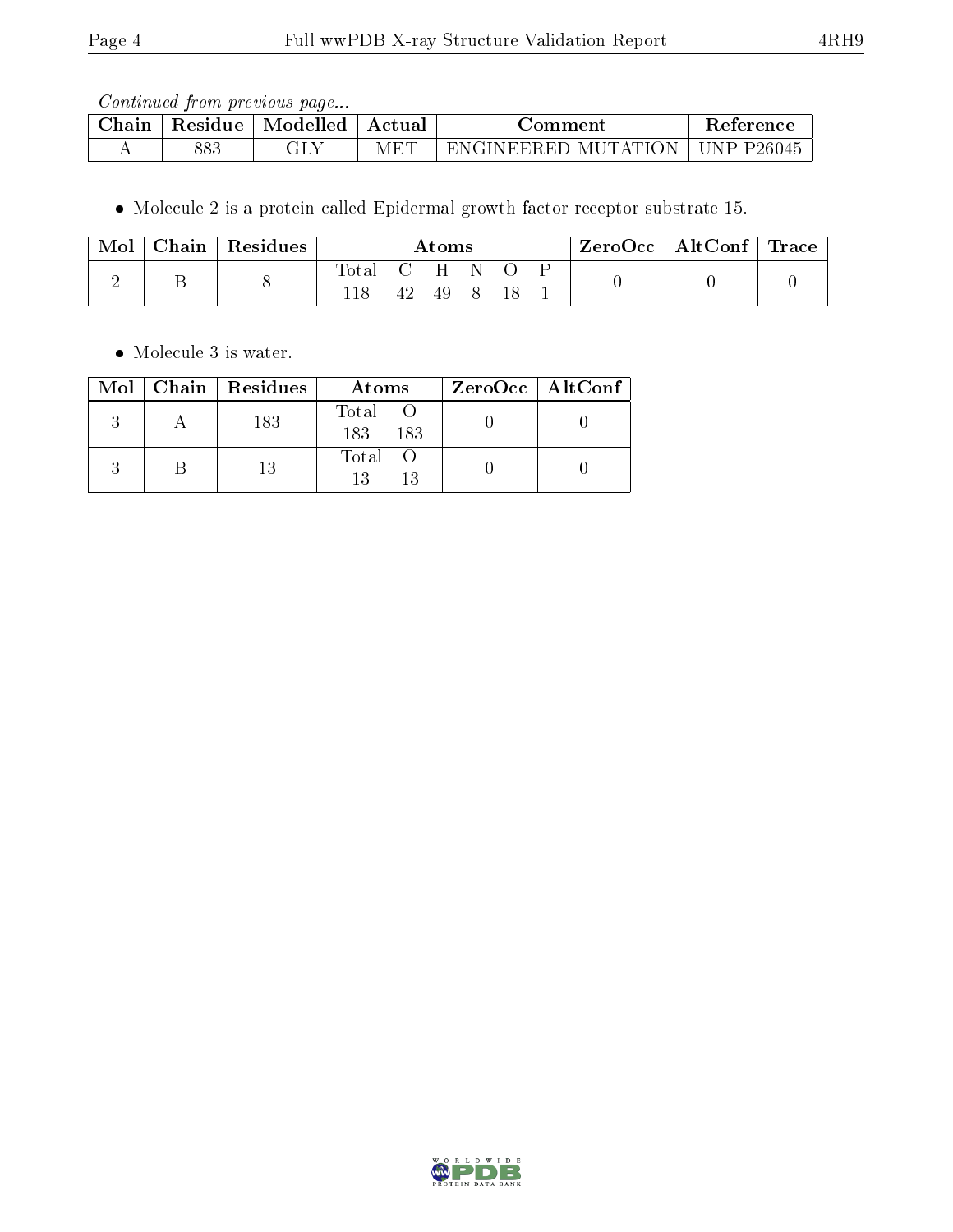*Continued from previous page...*

| Chain | Residue | Modelled | Actual | Comment | Reference |
|---|---|---|---|---|---|
| A | 883 | GLY | MET | ENGINEERED MUTATION | UNP P26045 |

- Molecule 2 is a protein called Epidermal growth factor receptor substrate 15.

| Mol | Chain | Residues | Atoms | | | | | | ZeroOcc | AltConf | Trace |
|---|---|---|---|---|---|---|---|---|---|---|---|
| | | | Total | C | H | N | O | P | | | |
| 2 | B | 8 | 118 | 42 | 49 | 8 | 18 | 1 | 0 | 0 | 0 |

- Molecule 3 is water.

| Mol | Chain | Residues | Atoms | | ZeroOcc | AltConf |
|---|---|---|---|---|---|---|
| | | | Total | O | | |
| 3 | A | 183 | 183 | 183 | 0 | 0 |
| 3 | B | 13 | 13 | 13 | 0 | 0 |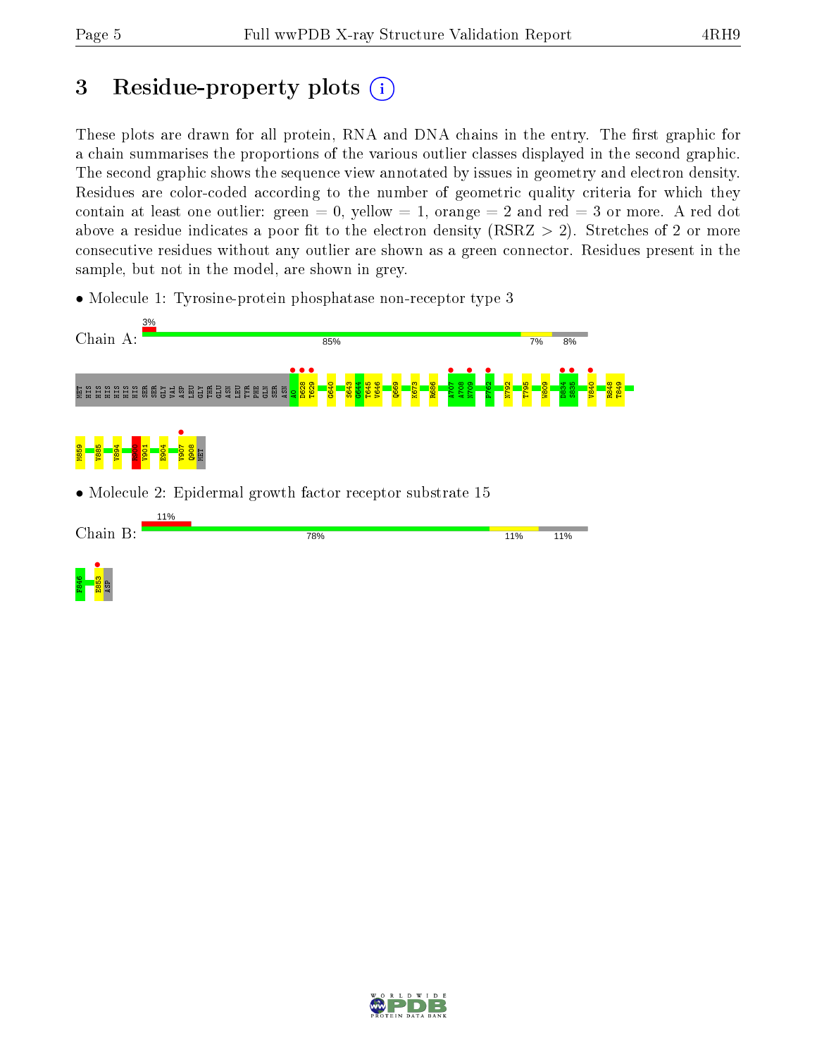# 3 Residue-property plots

These plots are drawn for all protein, RNA and DNA chains in the entry. The first graphic for a chain summarises the proportions of the various outlier classes displayed in the second graphic. The second graphic shows the sequence view annotated by issues in geometry and electron density. Residues are color-coded according to the number of geometric quality criteria for which they contain at least one outlier: green = 0, yellow = 1, orange = 2 and red = 3 or more. A red dot above a residue indicates a poor fit to the electron density (RSRZ > 2). Stretches of 2 or more consecutive residues without any outlier are shown as a green connector. Residues present in the sample, but not in the model, are shown in grey.

- Molecule 1: Tyrosine-protein phosphatase non-receptor type 3

Chain A: 3% | 85% | 7% | 8%

MET HIS HIS HIS HIS HIS HIS SER SER GLY VAL ASP LEU GLY THR GLU ASN LEU TYR PHE GLN SER ASN A0 D628 T629 G640 S643 G644 T645 V646 Q669 K673 R686 A707 A708 N709 P762 N792 T795 W809 D834 S835 V840 R848 T849 N859 V885 V894 E900 V901 E904 V907 Q908 MET

- Molecule 2: Epidermal growth factor receptor substrate 15

Chain B: 11% | 78% | 11% | 11%

F846 E853 ASP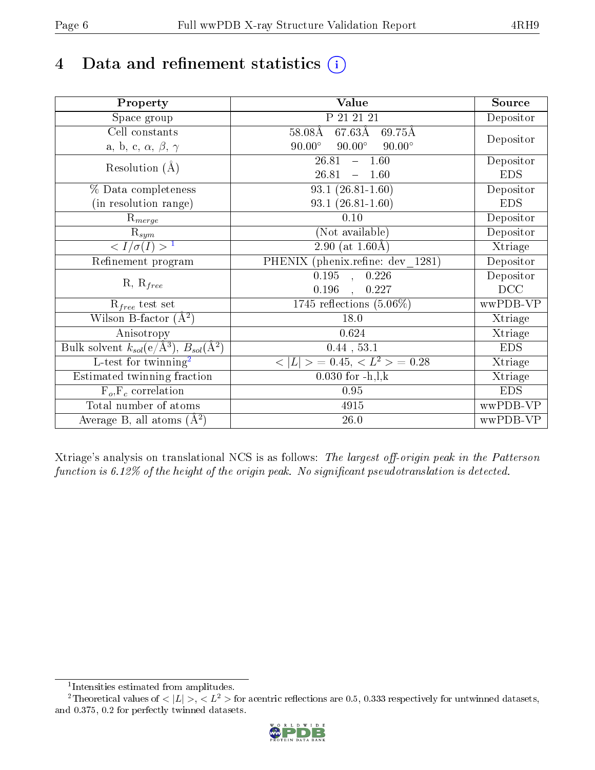# 4 Data and refinement statistics (i)

| Property | Value | Source |
|---|---|---|
| Space group | P 21 21 21 | Depositor |
| Cell constants<br>a, b, c, $\alpha$, $\beta$, $\gamma$ | 58.08Å 67.63Å 69.75Å<br>90.00° 90.00° 90.00° | Depositor |
| Resolution (Å) | 26.81 – 1.60<br>26.81 – 1.60 | Depositor<br>EDS |
| % Data completeness<br>(in resolution range) | 93.1 (26.81-1.60)<br>93.1 (26.81-1.60) | Depositor<br>EDS |
| $R_{merge}$ | 0.10 | Depositor |
| $R_{sym}$ | (Not available) | Depositor |
| $< I/\sigma(I) >$ [1] | 2.90 (at 1.60Å) | Xtriage |
| Refinement program | PHENIX (phenix.refine: dev_1281) | Depositor |
| R, $R_{free}$ | 0.195 , 0.226<br>0.196 , 0.227 | Depositor<br>DCC |
| $R_{free}$ test set | 1745 reflections (5.06%) | wwPDB-VP |
| Wilson B-factor (Å$^2$) | 18.0 | Xtriage |
| Anisotropy | 0.624 | Xtriage |
| Bulk solvent $k_{sol}$(e/Å$^3$), $B_{sol}$(Å$^2$) | 0.44 , 53.1 | EDS |
| L-test for twinning[2] | $< \|L\| >$ = 0.45, $< L^2 >$ = 0.28 | Xtriage |
| Estimated twinning fraction | 0.030 for -h,l,k | Xtriage |
| $F_o$,$F_c$ correlation | 0.95 | EDS |
| Total number of atoms | 4915 | wwPDB-VP |
| Average B, all atoms (Å$^2$) | 26.0 | wwPDB-VP |

Xtriage's analysis on translational NCS is as follows: *The largest off-origin peak in the Patterson function is 6.12% of the height of the origin peak. No significant pseudotranslation is detected.*

[1] Intensities estimated from amplitudes.

[2] Theoretical values of $< |L| >$, $< L^2 >$ for acentric reflections are 0.5, 0.333 respectively for untwinned datasets, and 0.375, 0.2 for perfectly twinned datasets.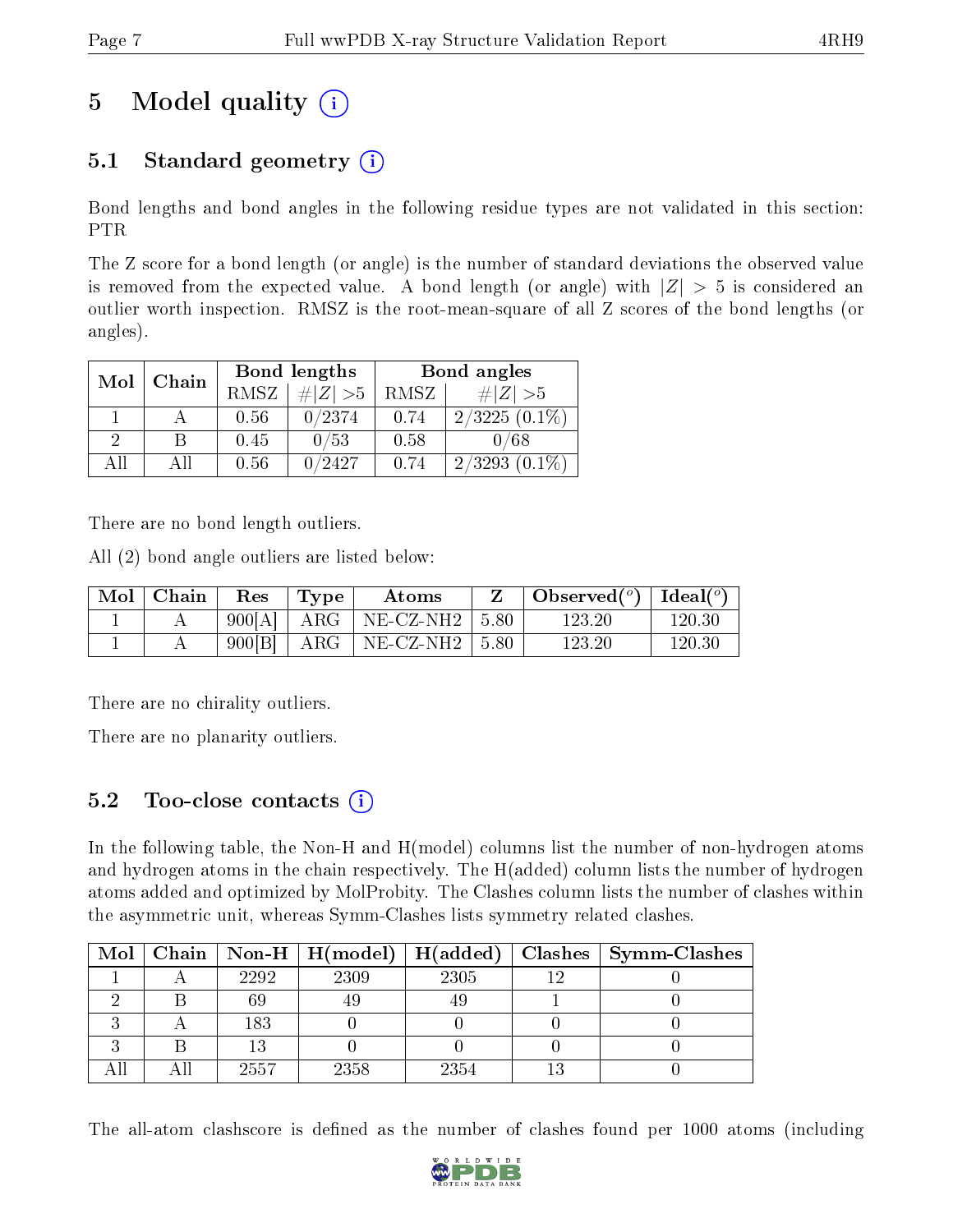# 5 Model quality

## 5.1 Standard geometry

Bond lengths and bond angles in the following residue types are not validated in this section: PTR

The Z score for a bond length (or angle) is the number of standard deviations the observed value is removed from the expected value. A bond length (or angle) with $|Z| > 5$ is considered an outlier worth inspection. RMSZ is the root-mean-square of all Z scores of the bond lengths (or angles).

| Mol | Chain | Bond lengths | | Bond angles | |
|---|---|---|---|---|---|
| | | RMSZ | $\#\|Z\| > 5$ | RMSZ | $\#\|Z\| > 5$ |
| 1 | A | 0.56 | 0/2374 | 0.74 | 2/3225 (0.1%) |
| 2 | B | 0.45 | 0/53 | 0.58 | 0/68 |
| All | All | 0.56 | 0/2427 | 0.74 | 2/3293 (0.1%) |

There are no bond length outliers.

All (2) bond angle outliers are listed below:

| Mol | Chain | Res | Type | Atoms | Z | Observed(°) | Ideal(°) |
|---|---|---|---|---|---|---|---|
| 1 | A | 900[A] | ARG | NE-CZ-NH2 | 5.80 | 123.20 | 120.30 |
| 1 | A | 900[B] | ARG | NE-CZ-NH2 | 5.80 | 123.20 | 120.30 |

There are no chirality outliers.

There are no planarity outliers.

## 5.2 Too-close contacts

In the following table, the Non-H and H(model) columns list the number of non-hydrogen atoms and hydrogen atoms in the chain respectively. The H(added) column lists the number of hydrogen atoms added and optimized by MolProbity. The Clashes column lists the number of clashes within the asymmetric unit, whereas Symm-Clashes lists symmetry related clashes.

| Mol | Chain | Non-H | H(model) | H(added) | Clashes | Symm-Clashes |
|---|---|---|---|---|---|---|
| 1 | A | 2292 | 2309 | 2305 | 12 | 0 |
| 2 | B | 69 | 49 | 49 | 1 | 0 |
| 3 | A | 183 | 0 | 0 | 0 | 0 |
| 3 | B | 13 | 0 | 0 | 0 | 0 |
| All | All | 2557 | 2358 | 2354 | 13 | 0 |

The all-atom clashscore is defined as the number of clashes found per 1000 atoms (including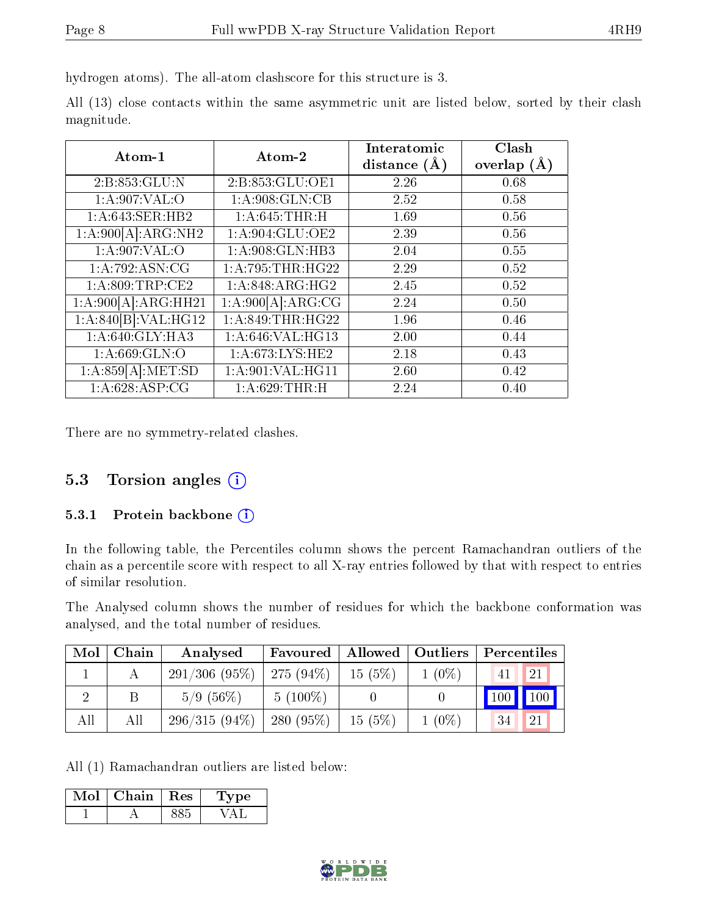hydrogen atoms). The all-atom clashscore for this structure is 3.

All (13) close contacts within the same asymmetric unit are listed below, sorted by their clash magnitude.

| Atom-1 | Atom-2 | Interatomic distance (Å) | Clash overlap (Å) |
|---|---|---|---|
| 2:B:853:GLU:N | 2:B:853:GLU:OE1 | 2.26 | 0.68 |
| 1:A:907:VAL:O | 1:A:908:GLN:CB | 2.52 | 0.58 |
| 1:A:643:SER:HB2 | 1:A:645:THR:H | 1.69 | 0.56 |
| 1:A:900[A]:ARG:NH2 | 1:A:904:GLU:OE2 | 2.39 | 0.56 |
| 1:A:907:VAL:O | 1:A:908:GLN:HB3 | 2.04 | 0.55 |
| 1:A:792:ASN:CG | 1:A:795:THR:HG22 | 2.29 | 0.52 |
| 1:A:809:TRP:CE2 | 1:A:848:ARG:HG2 | 2.45 | 0.52 |
| 1:A:900[A]:ARG:HH21 | 1:A:900[A]:ARG:CG | 2.24 | 0.50 |
| 1:A:840[B]:VAL:HG12 | 1:A:849:THR:HG22 | 1.96 | 0.46 |
| 1:A:640:GLY:HA3 | 1:A:646:VAL:HG13 | 2.00 | 0.44 |
| 1:A:669:GLN:O | 1:A:673:LYS:HE2 | 2.18 | 0.43 |
| 1:A:859[A]:MET:SD | 1:A:901:VAL:HG11 | 2.60 | 0.42 |
| 1:A:628:ASP:CG | 1:A:629:THR:H | 2.24 | 0.40 |

There are no symmetry-related clashes.

## 5.3 Torsion angles

### 5.3.1 Protein backbone

In the following table, the Percentiles column shows the percent Ramachandran outliers of the chain as a percentile score with respect to all X-ray entries followed by that with respect to entries of similar resolution.

The Analysed column shows the number of residues for which the backbone conformation was analysed, and the total number of residues.

| Mol | Chain | Analysed | Favoured | Allowed | Outliers | Percentiles | |
|---|---|---|---|---|---|---|---|
| 1 | A | 291/306 (95%) | 275 (94%) | 15 (5%) | 1 (0%) | 41 | 21 |
| 2 | B | 5/9 (56%) | 5 (100%) | 0 | 0 | 100 | 100 |
| All | All | 296/315 (94%) | 280 (95%) | 15 (5%) | 1 (0%) | 34 | 21 |

All (1) Ramachandran outliers are listed below:

| Mol | Chain | Res | Type |
|---|---|---|---|
| 1 | A | 885 | VAL |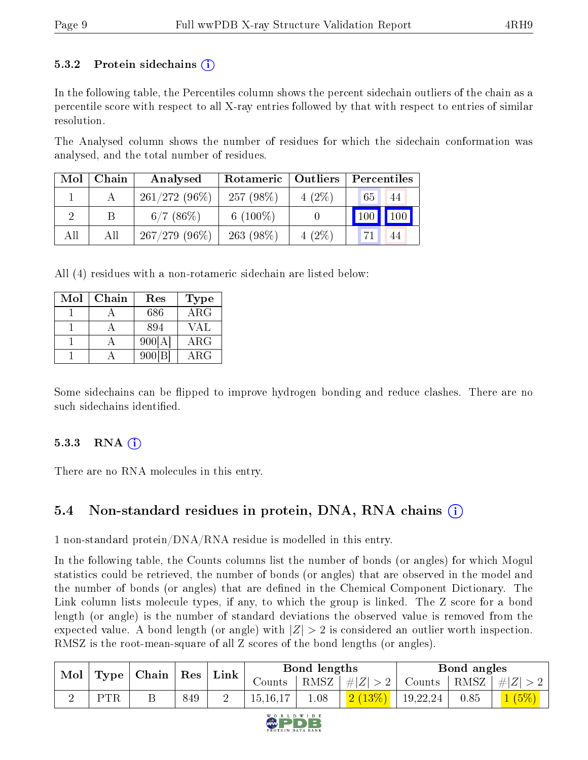### 5.3.2 Protein sidechains

In the following table, the Percentiles column shows the percent sidechain outliers of the chain as a percentile score with respect to all X-ray entries followed by that with respect to entries of similar resolution.

The Analysed column shows the number of residues for which the sidechain conformation was analysed, and the total number of residues.

| Mol | Chain | Analysed | Rotameric | Outliers | Percentiles | |
|---|---|---|---|---|---|---|
| 1 | A | 261/272 (96%) | 257 (98%) | 4 (2%) | 65 | 44 |
| 2 | B | 6/7 (86%) | 6 (100%) | 0 | 100 | 100 |
| All | All | 267/279 (96%) | 263 (98%) | 4 (2%) | 71 | 44 |

All (4) residues with a non-rotameric sidechain are listed below:

| Mol | Chain | Res | Type |
|---|---|---|---|
| 1 | A | 686 | ARG |
| 1 | A | 894 | VAL |
| 1 | A | 900[A] | ARG |
| 1 | A | 900[B] | ARG |

Some sidechains can be flipped to improve hydrogen bonding and reduce clashes. There are no such sidechains identified.

### 5.3.3 RNA

There are no RNA molecules in this entry.

## 5.4 Non-standard residues in protein, DNA, RNA chains

1 non-standard protein/DNA/RNA residue is modelled in this entry.

In the following table, the Counts columns list the number of bonds (or angles) for which Mogul statistics could be retrieved, the number of bonds (or angles) that are observed in the model and the number of bonds (or angles) that are defined in the Chemical Component Dictionary. The Link column lists molecule types, if any, to which the group is linked. The Z score for a bond length (or angle) is the number of standard deviations the observed value is removed from the expected value. A bond length (or angle) with $|Z| > 2$ is considered an outlier worth inspection. RMSZ is the root-mean-square of all Z scores of the bond lengths (or angles).

| Mol | Type | Chain | Res | Link | Bond lengths | | | Bond angles | | |
|---|---|---|---|---|---|---|---|---|---|---|
| | | | | | Counts | RMSZ | $\#\|Z\| > 2$ | Counts | RMSZ | $\#\|Z\| > 2$ |
| 2 | PTR | B | 849 | 2 | 15,16,17 | 1.08 | 2 (13%) | 19,22,24 | 0.85 | 1 (5%) |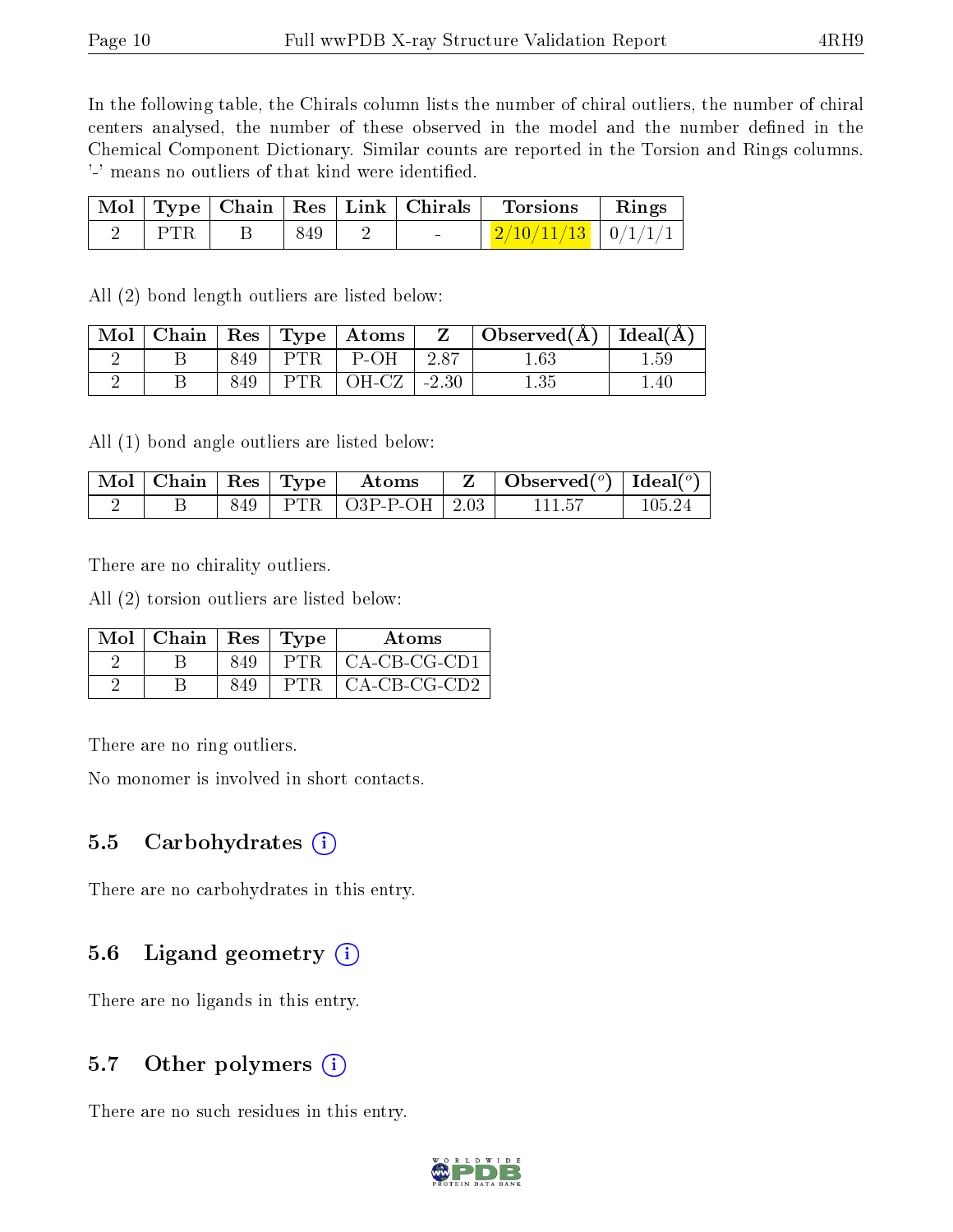In the following table, the Chirals column lists the number of chiral outliers, the number of chiral centers analysed, the number of these observed in the model and the number defined in the Chemical Component Dictionary. Similar counts are reported in the Torsion and Rings columns. '-' means no outliers of that kind were identified.

| Mol | Type | Chain | Res | Link | Chirals | Torsions | Rings |
|---|---|---|---|---|---|---|---|
| 2 | PTR | B | 849 | 2 | - | 2/10/11/13 | 0/1/1/1 |

All (2) bond length outliers are listed below:

| Mol | Chain | Res | Type | Atoms | Z | Observed(Å) | Ideal(Å) |
|---|---|---|---|---|---|---|---|
| 2 | B | 849 | PTR | P-OH | 2.87 | 1.63 | 1.59 |
| 2 | B | 849 | PTR | OH-CZ | -2.30 | 1.35 | 1.40 |

All (1) bond angle outliers are listed below:

| Mol | Chain | Res | Type | Atoms | Z | Observed(°) | Ideal(°) |
|---|---|---|---|---|---|---|---|
| 2 | B | 849 | PTR | O3P-P-OH | 2.03 | 111.57 | 105.24 |

There are no chirality outliers.

All (2) torsion outliers are listed below:

| Mol | Chain | Res | Type | Atoms |
|---|---|---|---|---|
| 2 | B | 849 | PTR | CA-CB-CG-CD1 |
| 2 | B | 849 | PTR | CA-CB-CG-CD2 |

There are no ring outliers.

No monomer is involved in short contacts.

## 5.5 Carbohydrates

There are no carbohydrates in this entry.

## 5.6 Ligand geometry

There are no ligands in this entry.

## 5.7 Other polymers

There are no such residues in this entry.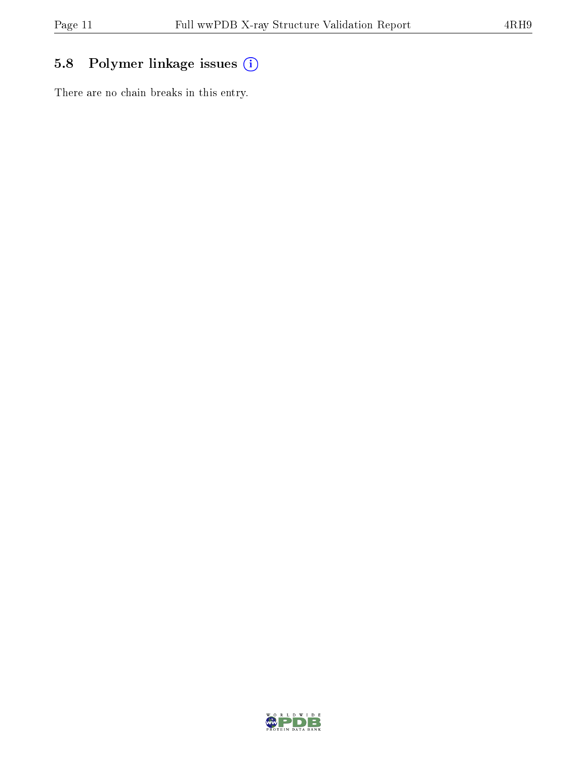## 5.8 Polymer linkage issues

There are no chain breaks in this entry.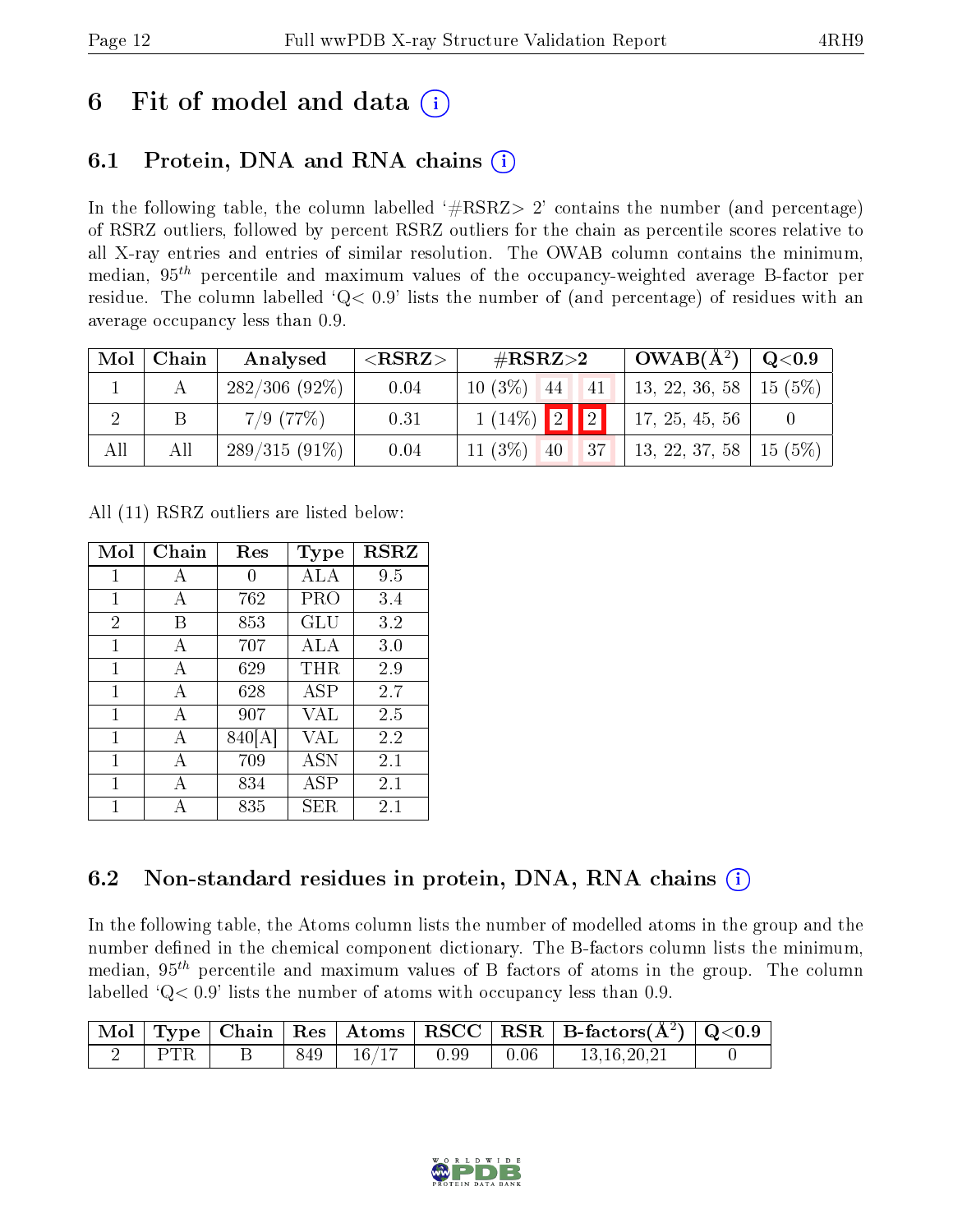# 6 Fit of model and data (i)

## 6.1 Protein, DNA and RNA chains (i)

In the following table, the column labelled '#RSRZ> 2' contains the number (and percentage) of RSRZ outliers, followed by percent RSRZ outliers for the chain as percentile scores relative to all X-ray entries and entries of similar resolution. The OWAB column contains the minimum, median, $95^{th}$ percentile and maximum values of the occupancy-weighted average B-factor per residue. The column labelled 'Q< 0.9' lists the number of (and percentage) of residues with an average occupancy less than 0.9.

| Mol | Chain | Analysed | <RSRZ> | #RSRZ>2 | | | OWAB(Å$^2$) | Q<0.9 |
|---|---|---|---|---|---|---|---|---|
| 1 | A | 282/306 (92%) | 0.04 | 10 (3%) | 44 | 41 | 13, 22, 36, 58 | 15 (5%) |
| 2 | B | 7/9 (77%) | 0.31 | 1 (14%) | 2 | 2 | 17, 25, 45, 56 | 0 |
| All | All | 289/315 (91%) | 0.04 | 11 (3%) | 40 | 37 | 13, 22, 37, 58 | 15 (5%) |

All (11) RSRZ outliers are listed below:

| Mol | Chain | Res | Type | RSRZ |
|---|---|---|---|---|
| 1 | A | 0 | ALA | 9.5 |
| 1 | A | 762 | PRO | 3.4 |
| 2 | B | 853 | GLU | 3.2 |
| 1 | A | 707 | ALA | 3.0 |
| 1 | A | 629 | THR | 2.9 |
| 1 | A | 628 | ASP | 2.7 |
| 1 | A | 907 | VAL | 2.5 |
| 1 | A | 840[A] | VAL | 2.2 |
| 1 | A | 709 | ASN | 2.1 |
| 1 | A | 834 | ASP | 2.1 |
| 1 | A | 835 | SER | 2.1 |

## 6.2 Non-standard residues in protein, DNA, RNA chains (i)

In the following table, the Atoms column lists the number of modelled atoms in the group and the number defined in the chemical component dictionary. The B-factors column lists the minimum, median, $95^{th}$ percentile and maximum values of B factors of atoms in the group. The column labelled 'Q< 0.9' lists the number of atoms with occupancy less than 0.9.

| Mol | Type | Chain | Res | Atoms | RSCC | RSR | B-factors(Å$^2$) | Q<0.9 |
|---|---|---|---|---|---|---|---|---|
| 2 | PTR | B | 849 | 16/17 | 0.99 | 0.06 | 13,16,20,21 | 0 |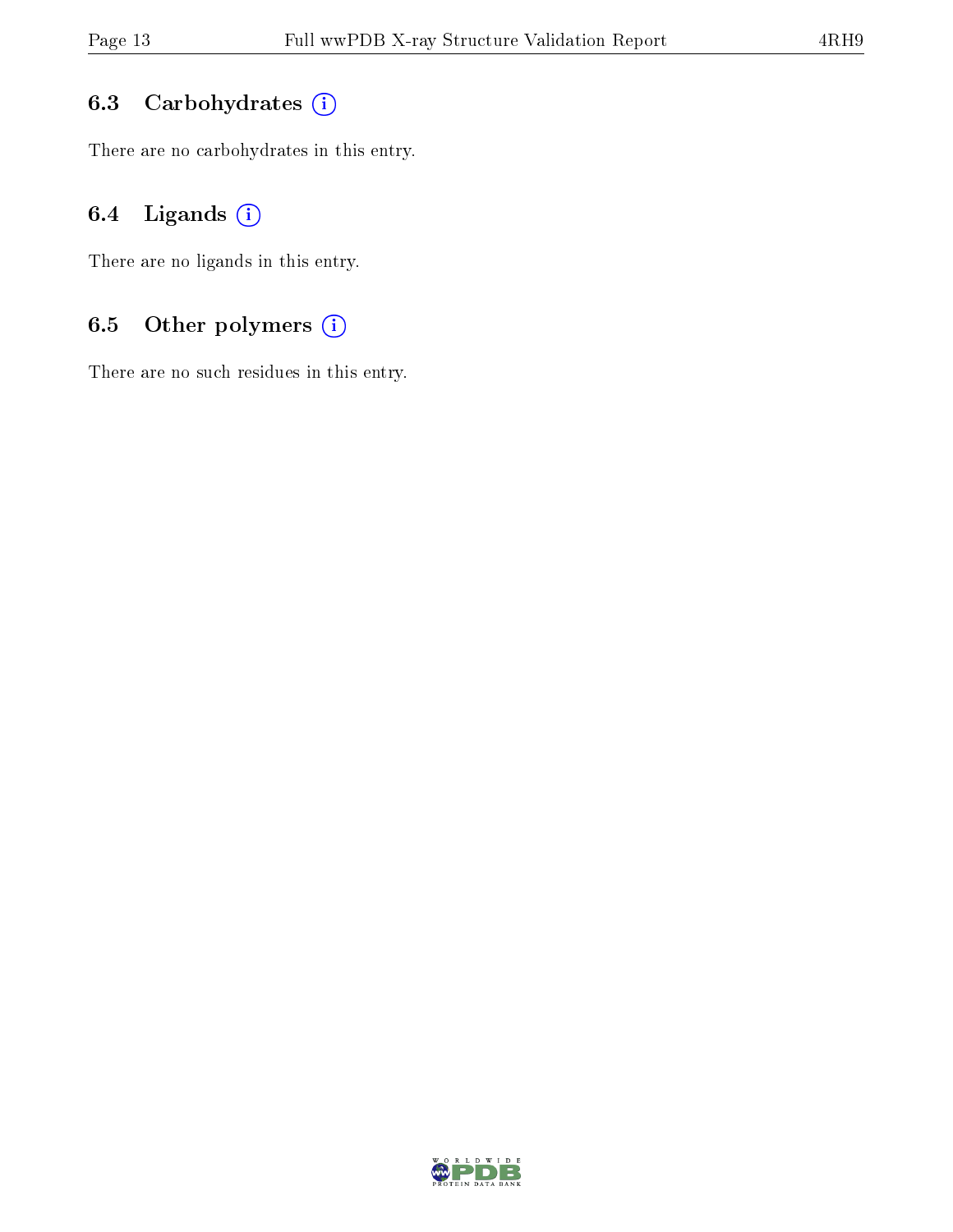## 6.3 Carbohydrates

There are no carbohydrates in this entry.

## 6.4 Ligands

There are no ligands in this entry.

## 6.5 Other polymers

There are no such residues in this entry.